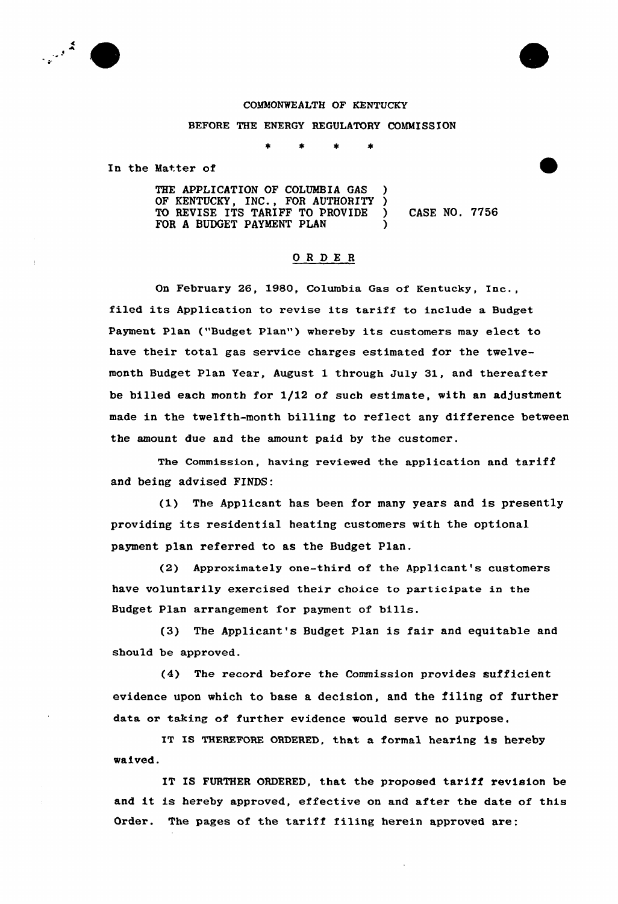COMMONWEALTH OF KENTUCKY

BEFORE THE ENERGY REGULATORY COMMISSION

\* \* \* \*

In the Matter of

THE APPLICATION OF COLUMBIA GAS OF KENTUCKY, INC., FOR AUTHORITY TO REVISE ITS TARIFF TO PROVIDE FOR A BUDGET PAYMENT PLAN ) CASE NO. 7756

## ORDER

On February 26, 1980, Columbia Gas of Kentucky, Inc., filed its Application to revise its tariff to include a Budget Payment Plan ("Budget Plan") whereby its customers may elect to have their total gas service charges estimated for the twelve-month Budget Plan Year, August 1 through July 31, and thereafter be billed each month for 1/12 of such estimate, with an adjustment made in the twelfth-month billing to reflect any difference between the amount due and the amount paid by the customer.

The Commission, having reviewed the application and tariff and being advised FINDS:

(1) The Applicant has been for many years and is presently providing its residential heating customers with the optional payment plan referred to as the Budget Plan.

(2) Approximately one-third of the Applicant's customers have voluntarily exercised their choice to participate in the Budget Plan arrangement for payment of bills.

(3) The Applicant's Budget Plan is fair and equitable and should be approved.

(4) The record before the Commission provides sufficient evidence upon which to base a decision, and the filing of further data or taking of further evidence would serve no purpose.

IT IS THEREFORE ORDERED, that a formal hearing is hereby waived.

IT IS FURTHER ORDERED, that the proposed tariff revision be and it is hereby approved, effective on and after the date of this Order. The pages of the tariff filing herein approved are;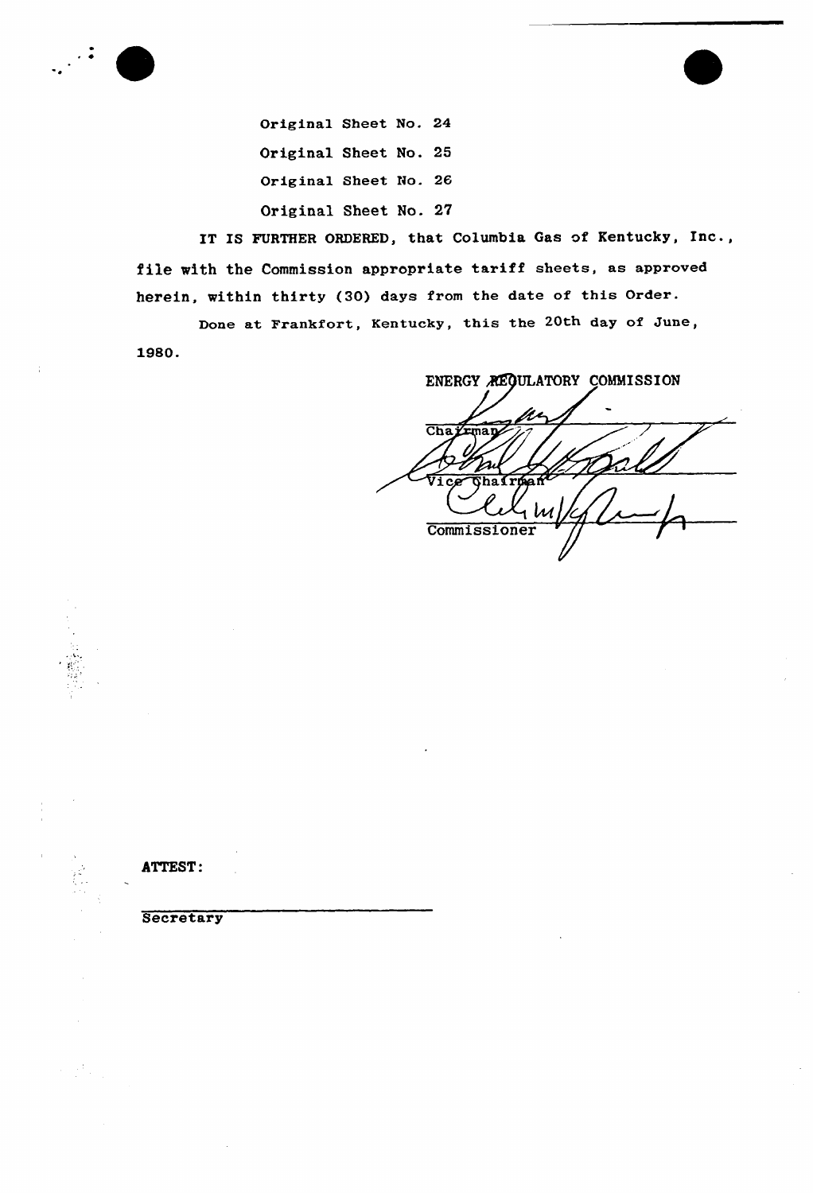Original Sheet No. 24

Original Sheet No. 25

Original Sheet No. 26

Original Sheet No. 27

IT IS FURTHER ORDERED, that Columbia Gas of Kentucky, Inc., file with the Commission appropriate tariff sheets, as approved herein, within thirty (30) days from the date of this Order.

Done at Frankfort, Kentucky, this the 20th day of June, 1980.

ENERGY REGULATORY COMMISSION

Chairman

Vice Chairman

Commissioner

ATTEST:

Secretary